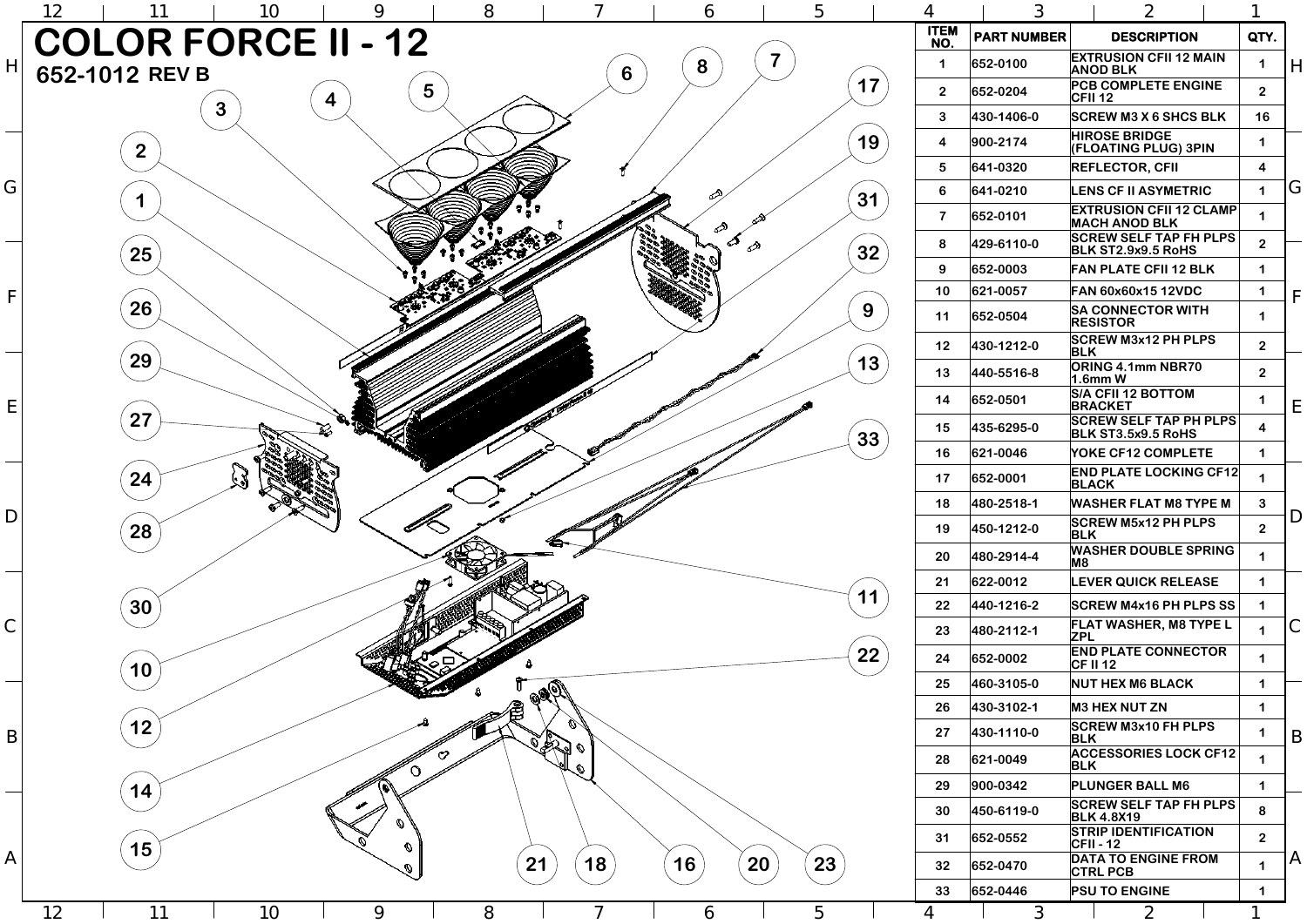# COLOR FORCE II - 12

**652-1012 REV B**

| ITEM NO. | PART NUMBER | DESCRIPTION | QTY. |
|---|---|---|---|
| 1 | 652-0100 | EXTRUSION CFII 12 MAIN ANOD BLK | 1 |
| 2 | 652-0204 | PCB COMPLETE ENGINE CFII 12 | 2 |
| 3 | 430-1406-0 | SCREW M3 X 6 SHCS BLK | 16 |
| 4 | 900-2174 | HIROSE BRIDGE (FLOATING PLUG) 3PIN | 1 |
| 5 | 641-0320 | REFLECTOR, CFII | 4 |
| 6 | 641-0210 | LENS CF II ASYMETRIC | 1 |
| 7 | 652-0101 | EXTRUSION CFII 12 CLAMP MACH ANOD BLK | 1 |
| 8 | 429-6110-0 | SCREW SELF TAP FH PLPS BLK ST2.9x9.5 RoHS | 2 |
| 9 | 652-0003 | FAN PLATE CFII 12 BLK | 1 |
| 10 | 621-0057 | FAN 60x60x15 12VDC | 1 |
| 11 | 652-0504 | SA CONNECTOR WITH RESISTOR | 1 |
| 12 | 430-1212-0 | SCREW M3x12 PH PLPS BLK | 2 |
| 13 | 440-5516-8 | ORING 4.1mm NBR70 1.6mm W | 2 |
| 14 | 652-0501 | S/A CFII 12 BOTTOM BRACKET | 1 |
| 15 | 435-6295-0 | SCREW SELF TAP PH PLPS BLK ST3.5x9.5 RoHS | 4 |
| 16 | 621-0046 | YOKE CF12 COMPLETE | 1 |
| 17 | 652-0001 | END PLATE LOCKING CF12 BLACK | 1 |
| 18 | 480-2518-1 | WASHER FLAT M8 TYPE M | 3 |
| 19 | 450-1212-0 | SCREW M5x12 PH PLPS BLK | 2 |
| 20 | 480-2914-4 | WASHER DOUBLE SPRING M8 | 1 |
| 21 | 622-0012 | LEVER QUICK RELEASE | 1 |
| 22 | 440-1216-2 | SCREW M4x16 PH PLPS SS | 1 |
| 23 | 480-2112-1 | FLAT WASHER, M8 TYPE L ZPL | 1 |
| 24 | 652-0002 | END PLATE CONNECTOR CF II 12 | 1 |
| 25 | 460-3105-0 | NUT HEX M6 BLACK | 1 |
| 26 | 430-3102-1 | M3 HEX NUT ZN | 1 |
| 27 | 430-1110-0 | SCREW M3x10 FH PLPS BLK | 1 |
| 28 | 621-0049 | ACCESSORIES LOCK CF12 BLK | 1 |
| 29 | 900-0342 | PLUNGER BALL M6 | 1 |
| 30 | 450-6119-0 | SCREW SELF TAP FH PLPS BLK 4.8X19 | 8 |
| 31 | 652-0552 | STRIP IDENTIFICATION CFII - 12 | 2 |
| 32 | 652-0470 | DATA TO ENGINE FROM CTRL PCB | 1 |
| 33 | 652-0446 | PSU TO ENGINE | 1 |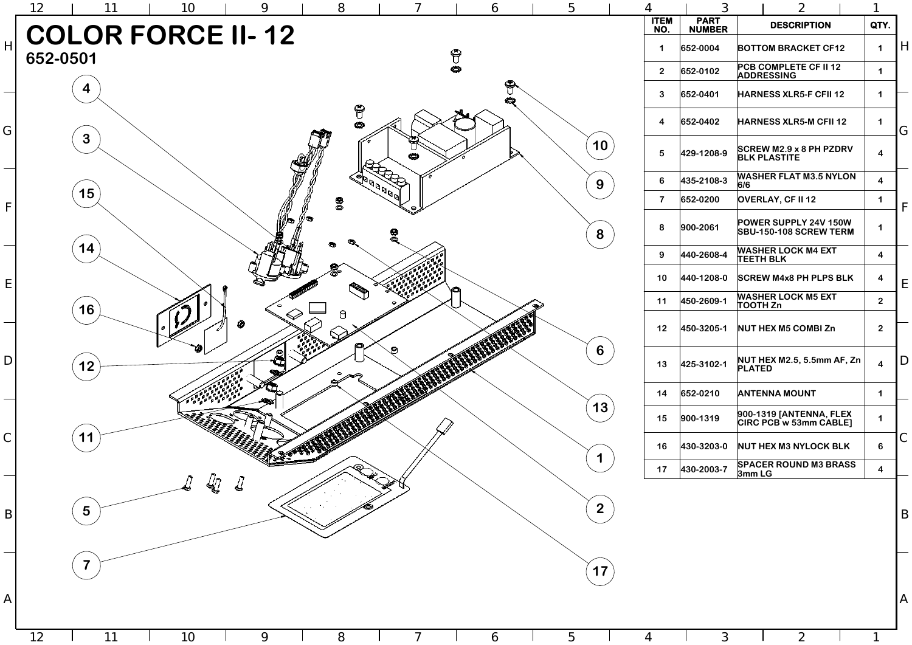# COLOR FORCE II- 12

**652-0501**

| ITEM NO. | PART NUMBER | DESCRIPTION | QTY. |
|---|---|---|---|
| 1 | 652-0004 | BOTTOM BRACKET CF12 | 1 |
| 2 | 652-0102 | PCB COMPLETE CF II 12 ADDRESSING | 1 |
| 3 | 652-0401 | HARNESS XLR5-F CFII 12 | 1 |
| 4 | 652-0402 | HARNESS XLR5-M CFII 12 | 1 |
| 5 | 429-1208-9 | SCREW M2.9 x 8 PH PZDRV BLK PLASTITE | 4 |
| 6 | 435-2108-3 | WASHER FLAT M3.5 NYLON 6/6 | 4 |
| 7 | 652-0200 | OVERLAY, CF II 12 | 1 |
| 8 | 900-2061 | POWER SUPPLY 24V 150W SBU-150-108 SCREW TERM | 1 |
| 9 | 440-2608-4 | WASHER LOCK M4 EXT TEETH BLK | 4 |
| 10 | 440-1208-0 | SCREW M4x8 PH PLPS BLK | 4 |
| 11 | 450-2609-1 | WASHER LOCK M5 EXT TOOTH Zn | 2 |
| 12 | 450-3205-1 | NUT HEX M5 COMBI Zn | 2 |
| 13 | 425-3102-1 | NUT HEX M2.5, 5.5mm AF, Zn PLATED | 4 |
| 14 | 652-0210 | ANTENNA MOUNT | 1 |
| 15 | 900-1319 | 900-1319 [ANTENNA, FLEX CIRC PCB w 53mm CABLE] | 1 |
| 16 | 430-3203-0 | NUT HEX M3 NYLOCK BLK | 6 |
| 17 | 430-2003-7 | SPACER ROUND M3 BRASS 3mm LG | 4 |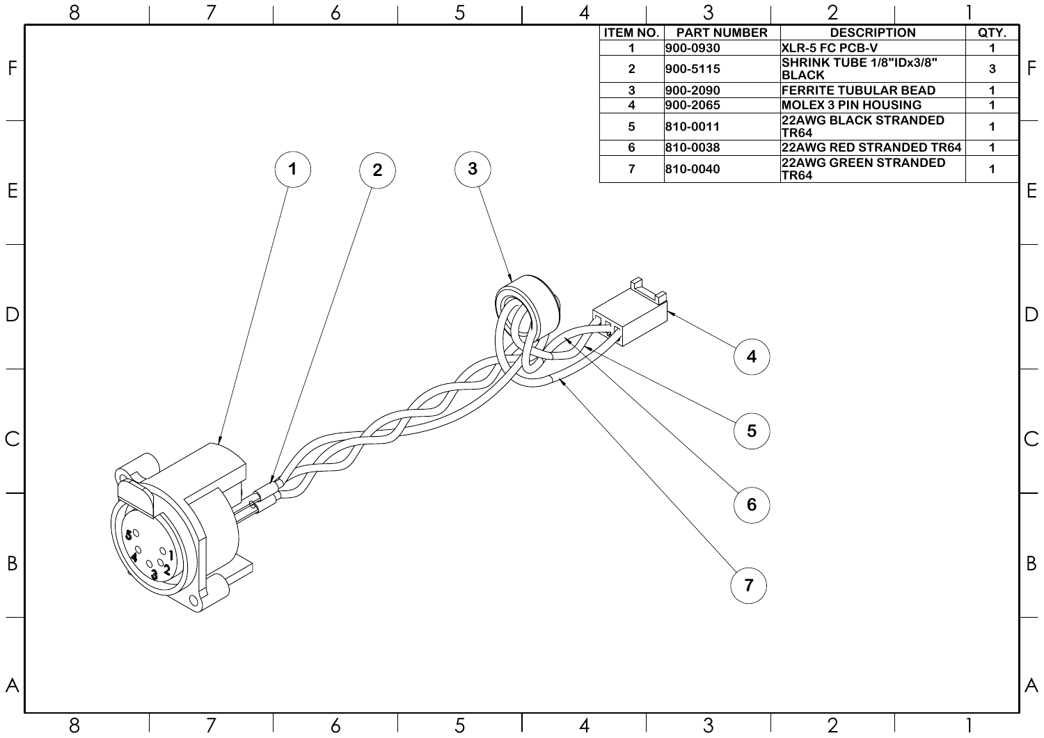| ITEM NO. | PART NUMBER | DESCRIPTION | QTY. |
|---|---|---|---|
| 1 | 900-0930 | XLR-5 FC PCB-V | 1 |
| 2 | 900-5115 | SHRINK TUBE 1/8"IDx3/8" BLACK | 3 |
| 3 | 900-2090 | FERRITE TUBULAR BEAD | 1 |
| 4 | 900-2065 | MOLEX 3 PIN HOUSING | 1 |
| 5 | 810-0011 | 22AWG BLACK STRANDED TR64 | 1 |
| 6 | 810-0038 | 22AWG RED STRANDED TR64 | 1 |
| 7 | 810-0040 | 22AWG GREEN STRANDED TR64 | 1 |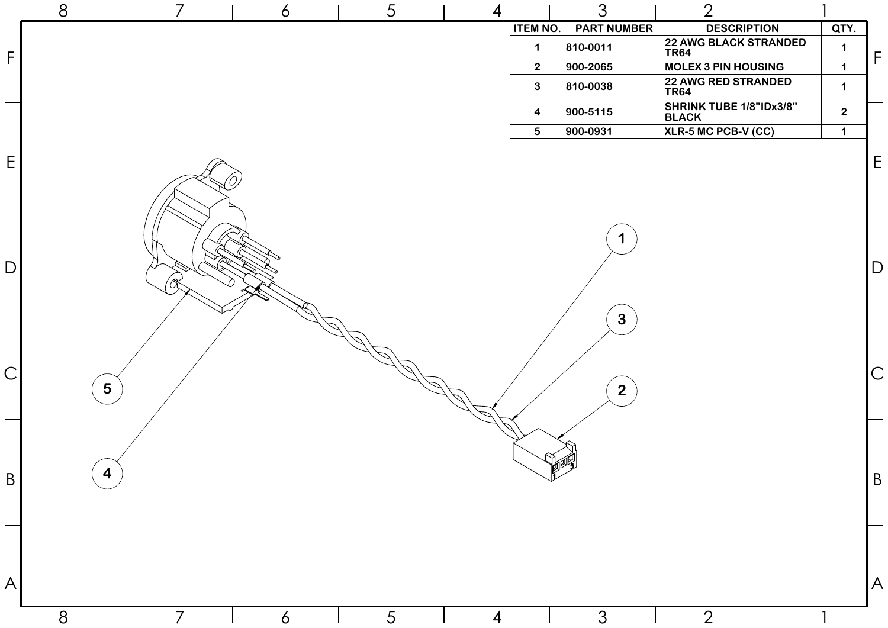| ITEM NO. | PART NUMBER | DESCRIPTION | QTY. |
|---|---|---|---|
| 1 | 810-0011 | 22 AWG BLACK STRANDED TR64 | 1 |
| 2 | 900-2065 | MOLEX 3 PIN HOUSING | 1 |
| 3 | 810-0038 | 22 AWG RED STRANDED TR64 | 1 |
| 4 | 900-5115 | SHRINK TUBE 1/8"IDx3/8" BLACK | 2 |
| 5 | 900-0931 | XLR-5 MC PCB-V (CC) | 1 |

1

3

2

5

4

1

3